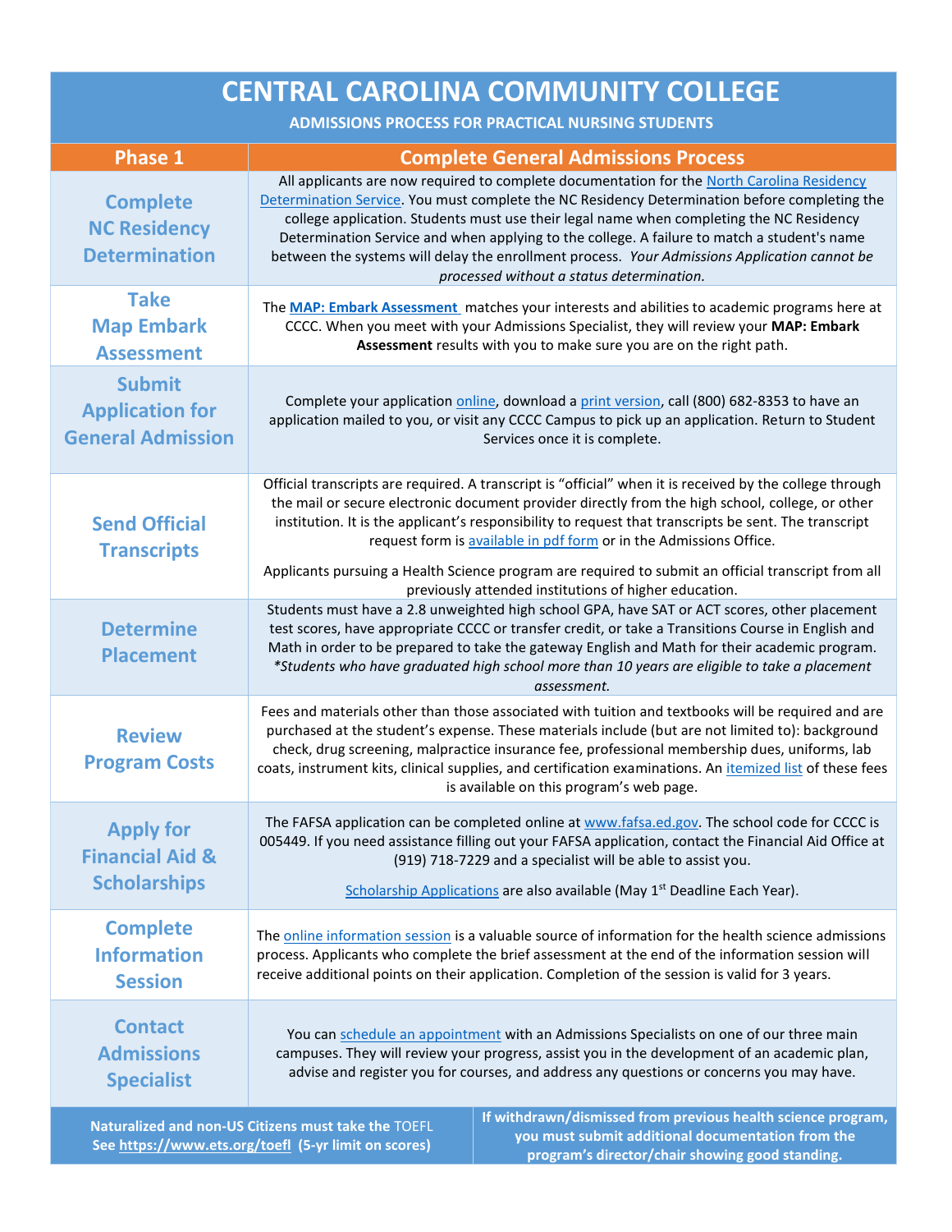# CENTRAL CAROLINA COMMUNITY COLLEGE

## ADMISSIONS PROCESS FOR PRACTICAL NURSING STUDENTS

| Phase 1 | Complete General Admissions Process |
| --- | --- |
| **Complete NC Residency Determination** | All applicants are now required to complete documentation for the North Carolina Residency Determination Service. You must complete the NC Residency Determination before completing the college application. Students must use their legal name when completing the NC Residency Determination Service and when applying to the college. A failure to match a student's name between the systems will delay the enrollment process. *Your Admissions Application cannot be processed without a status determination.* |
| **Take Map Embark Assessment** | The **MAP: Embark Assessment** matches your interests and abilities to academic programs here at CCCC. When you meet with your Admissions Specialist, they will review your **MAP: Embark Assessment** results with you to make sure you are on the right path. |
| **Submit Application for General Admission** | Complete your application online, download a print version, call (800) 682-8353 to have an application mailed to you, or visit any CCCC Campus to pick up an application. Return to Student Services once it is complete. |
| **Send Official Transcripts** | Official transcripts are required. A transcript is "official" when it is received by the college through the mail or secure electronic document provider directly from the high school, college, or other institution. It is the applicant's responsibility to request that transcripts be sent. The transcript request form is available in pdf form or in the Admissions Office.<br><br>Applicants pursuing a Health Science program are required to submit an official transcript from all previously attended institutions of higher education. |
| **Determine Placement** | Students must have a 2.8 unweighted high school GPA, have SAT or ACT scores, other placement test scores, have appropriate CCCC or transfer credit, or take a Transitions Course in English and Math in order to be prepared to take the gateway English and Math for their academic program. *\*Students who have graduated high school more than 10 years are eligible to take a placement assessment.* |
| **Review Program Costs** | Fees and materials other than those associated with tuition and textbooks will be required and are purchased at the student's expense. These materials include (but are not limited to): background check, drug screening, malpractice insurance fee, professional membership dues, uniforms, lab coats, instrument kits, clinical supplies, and certification examinations. An itemized list of these fees is available on this program's web page. |
| **Apply for Financial Aid & Scholarships** | The FAFSA application can be completed online at www.fafsa.ed.gov. The school code for CCCC is 005449. If you need assistance filling out your FAFSA application, contact the Financial Aid Office at (919) 718-7229 and a specialist will be able to assist you.<br><br>Scholarship Applications are also available (May 1st Deadline Each Year). |
| **Complete Information Session** | The online information session is a valuable source of information for the health science admissions process. Applicants who complete the brief assessment at the end of the information session will receive additional points on their application. Completion of the session is valid for 3 years. |
| **Contact Admissions Specialist** | You can schedule an appointment with an Admissions Specialists on one of our three main campuses. They will review your progress, assist you in the development of an academic plan, advise and register you for courses, and address any questions or concerns you may have. |

**Naturalized and non-US Citizens must take the TOEFL See https://www.ets.org/toefl (5-yr limit on scores)**

**If withdrawn/dismissed from previous health science program, you must submit additional documentation from the program's director/chair showing good standing.**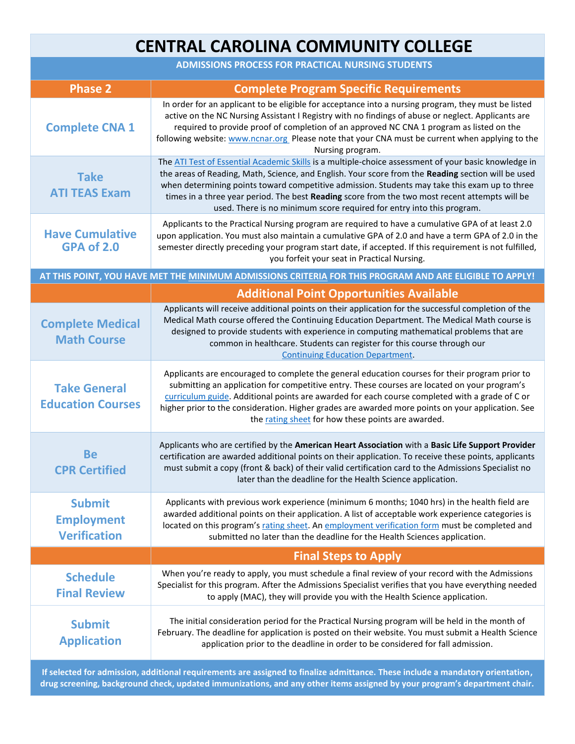# CENTRAL CAROLINA COMMUNITY COLLEGE

**ADMISSIONS PROCESS FOR PRACTICAL NURSING STUDENTS**

| Phase 2 | Complete Program Specific Requirements |
|---|---|
| **Complete CNA 1** | In order for an applicant to be eligible for acceptance into a nursing program, they must be listed active on the NC Nursing Assistant I Registry with no findings of abuse or neglect. Applicants are required to provide proof of completion of an approved NC CNA 1 program as listed on the following website: www.ncnar.org Please note that your CNA must be current when applying to the Nursing program. |
| **Take ATI TEAS Exam** | The ATI Test of Essential Academic Skills is a multiple-choice assessment of your basic knowledge in the areas of Reading, Math, Science, and English. Your score from the **Reading** section will be used when determining points toward competitive admission. Students may take this exam up to three times in a three year period. The best **Reading** score from the two most recent attempts will be used. There is no minimum score required for entry into this program. |
| **Have Cumulative GPA of 2.0** | Applicants to the Practical Nursing program are required to have a cumulative GPA of at least 2.0 upon application. You must also maintain a cumulative GPA of 2.0 and have a term GPA of 2.0 in the semester directly preceding your program start date, if accepted. If this requirement is not fulfilled, you forfeit your seat in Practical Nursing. |

**AT THIS POINT, YOU HAVE MET THE MINIMUM ADMISSIONS CRITERIA FOR THIS PROGRAM AND ARE ELIGIBLE TO APPLY!**

| | Additional Point Opportunities Available |
|---|---|
| **Complete Medical Math Course** | Applicants will receive additional points on their application for the successful completion of the Medical Math course offered the Continuing Education Department. The Medical Math course is designed to provide students with experience in computing mathematical problems that are common in healthcare. Students can register for this course through our Continuing Education Department. |
| **Take General Education Courses** | Applicants are encouraged to complete the general education courses for their program prior to submitting an application for competitive entry. These courses are located on your program's curriculum guide. Additional points are awarded for each course completed with a grade of C or higher prior to the consideration. Higher grades are awarded more points on your application. See the rating sheet for how these points are awarded. |
| **Be CPR Certified** | Applicants who are certified by the **American Heart Association** with a **Basic Life Support Provider** certification are awarded additional points on their application. To receive these points, applicants must submit a copy (front & back) of their valid certification card to the Admissions Specialist no later than the deadline for the Health Science application. |
| **Submit Employment Verification** | Applicants with previous work experience (minimum 6 months; 1040 hrs) in the health field are awarded additional points on their application. A list of acceptable work experience categories is located on this program's rating sheet. An employment verification form must be completed and submitted no later than the deadline for the Health Sciences application. |

| | Final Steps to Apply |
|---|---|
| **Schedule Final Review** | When you're ready to apply, you must schedule a final review of your record with the Admissions Specialist for this program. After the Admissions Specialist verifies that you have everything needed to apply (MAC), they will provide you with the Health Science application. |
| **Submit Application** | The initial consideration period for the Practical Nursing program will be held in the month of February. The deadline for application is posted on their website. You must submit a Health Science application prior to the deadline in order to be considered for fall admission. |

**If selected for admission, additional requirements are assigned to finalize admittance. These include a mandatory orientation, drug screening, background check, updated immunizations, and any other items assigned by your program's department chair.**